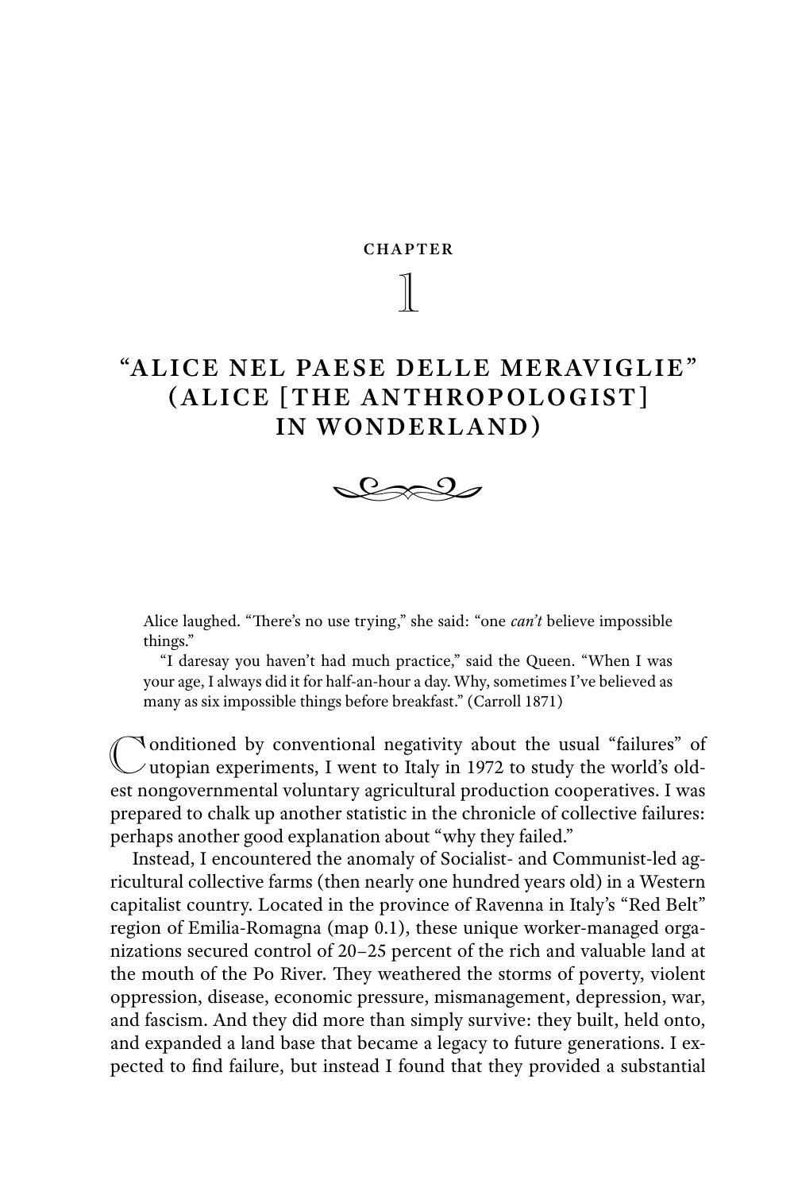# CHAPTER 1

# "ALICE NEL PAESE DELLE MERAVIGLIE" (ALICE [THE ANTHROPOLOGIST] IN WONDERLAND)

> Alice laughed. "There's no use trying," she said: "one *can't* believe impossible things."
>
> "I daresay you haven't had much practice," said the Queen. "When I was your age, I always did it for half-an-hour a day. Why, sometimes I've believed as many as six impossible things before breakfast." (Carroll 1871)

Conditioned by conventional negativity about the usual "failures" of utopian experiments, I went to Italy in 1972 to study the world's oldest nongovernmental voluntary agricultural production cooperatives. I was prepared to chalk up another statistic in the chronicle of collective failures: perhaps another good explanation about "why they failed."

Instead, I encountered the anomaly of Socialist- and Communist-led agricultural collective farms (then nearly one hundred years old) in a Western capitalist country. Located in the province of Ravenna in Italy's "Red Belt" region of Emilia-Romagna (map 0.1), these unique worker-managed organizations secured control of 20–25 percent of the rich and valuable land at the mouth of the Po River. They weathered the storms of poverty, violent oppression, disease, economic pressure, mismanagement, depression, war, and fascism. And they did more than simply survive: they built, held onto, and expanded a land base that became a legacy to future generations. I expected to find failure, but instead I found that they provided a substantial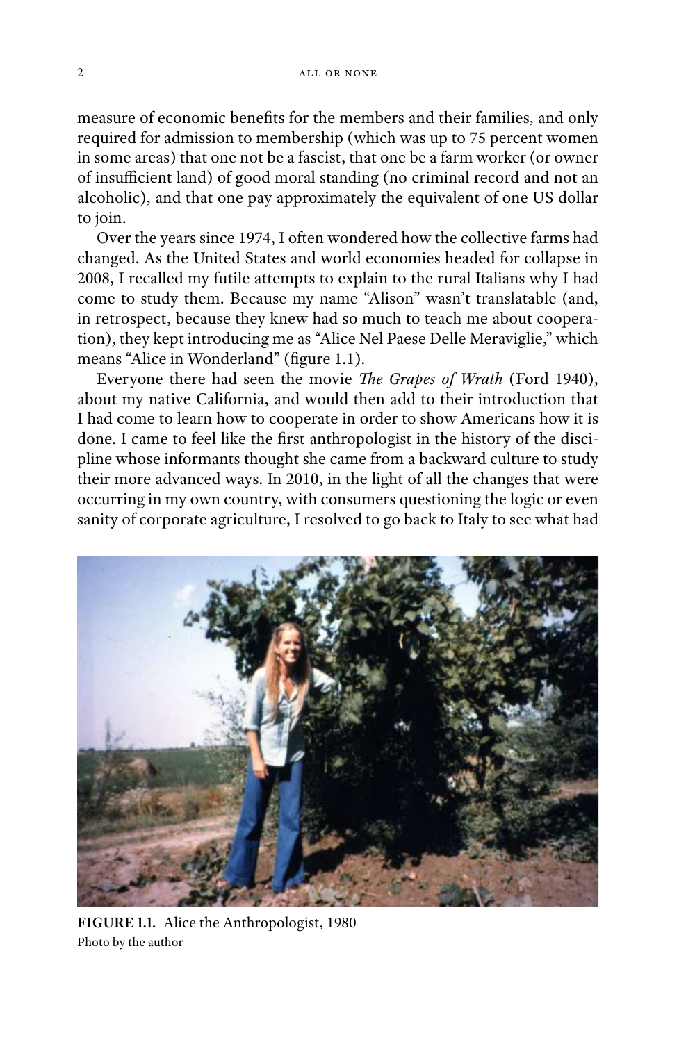measure of economic benefits for the members and their families, and only required for admission to membership (which was up to 75 percent women in some areas) that one not be a fascist, that one be a farm worker (or owner of insufficient land) of good moral standing (no criminal record and not an alcoholic), and that one pay approximately the equivalent of one US dollar to join.

Over the years since 1974, I often wondered how the collective farms had changed. As the United States and world economies headed for collapse in 2008, I recalled my futile attempts to explain to the rural Italians why I had come to study them. Because my name "Alison" wasn't translatable (and, in retrospect, because they knew had so much to teach me about cooperation), they kept introducing me as "Alice Nel Paese Delle Meraviglie," which means "Alice in Wonderland" (figure 1.1).

Everyone there had seen the movie *The Grapes of Wrath* (Ford 1940), about my native California, and would then add to their introduction that I had come to learn how to cooperate in order to show Americans how it is done. I came to feel like the first anthropologist in the history of the discipline whose informants thought she came from a backward culture to study their more advanced ways. In 2010, in the light of all the changes that were occurring in my own country, with consumers questioning the logic or even sanity of corporate agriculture, I resolved to go back to Italy to see what had

**FIGURE 1.1.** Alice the Anthropologist, 1980
Photo by the author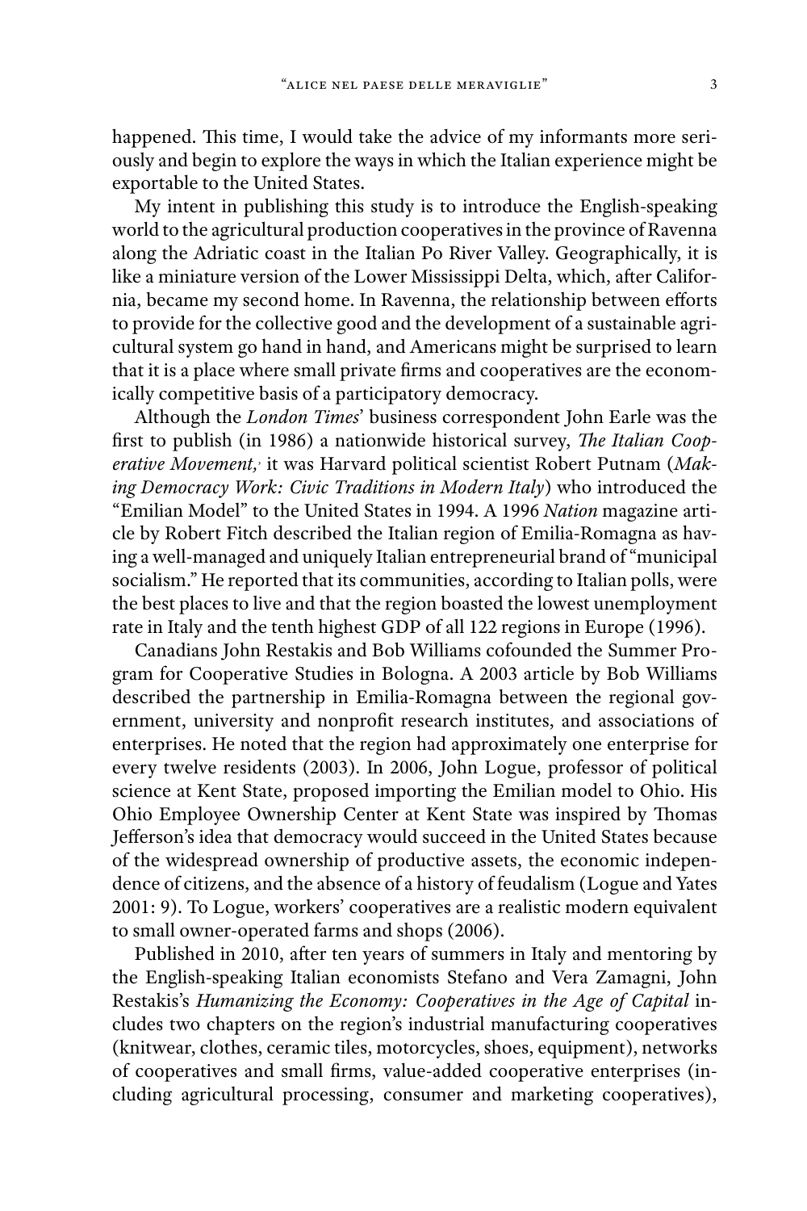happened. This time, I would take the advice of my informants more seriously and begin to explore the ways in which the Italian experience might be exportable to the United States.

My intent in publishing this study is to introduce the English-speaking world to the agricultural production cooperatives in the province of Ravenna along the Adriatic coast in the Italian Po River Valley. Geographically, it is like a miniature version of the Lower Mississippi Delta, which, after California, became my second home. In Ravenna, the relationship between efforts to provide for the collective good and the development of a sustainable agricultural system go hand in hand, and Americans might be surprised to learn that it is a place where small private firms and cooperatives are the economically competitive basis of a participatory democracy.

Although the *London Times*' business correspondent John Earle was the first to publish (in 1986) a nationwide historical survey, *The Italian Cooperative Movement*,[1] it was Harvard political scientist Robert Putnam (*Making Democracy Work: Civic Traditions in Modern Italy*) who introduced the "Emilian Model" to the United States in 1994. A 1996 *Nation* magazine article by Robert Fitch described the Italian region of Emilia-Romagna as having a well-managed and uniquely Italian entrepreneurial brand of "municipal socialism." He reported that its communities, according to Italian polls, were the best places to live and that the region boasted the lowest unemployment rate in Italy and the tenth highest GDP of all 122 regions in Europe (1996).

Canadians John Restakis and Bob Williams cofounded the Summer Program for Cooperative Studies in Bologna. A 2003 article by Bob Williams described the partnership in Emilia-Romagna between the regional government, university and nonprofit research institutes, and associations of enterprises. He noted that the region had approximately one enterprise for every twelve residents (2003). In 2006, John Logue, professor of political science at Kent State, proposed importing the Emilian model to Ohio. His Ohio Employee Ownership Center at Kent State was inspired by Thomas Jefferson's idea that democracy would succeed in the United States because of the widespread ownership of productive assets, the economic independence of citizens, and the absence of a history of feudalism (Logue and Yates 2001: 9). To Logue, workers' cooperatives are a realistic modern equivalent to small owner-operated farms and shops (2006).

Published in 2010, after ten years of summers in Italy and mentoring by the English-speaking Italian economists Stefano and Vera Zamagni, John Restakis's *Humanizing the Economy: Cooperatives in the Age of Capital* includes two chapters on the region's industrial manufacturing cooperatives (knitwear, clothes, ceramic tiles, motorcycles, shoes, equipment), networks of cooperatives and small firms, value-added cooperative enterprises (including agricultural processing, consumer and marketing cooperatives),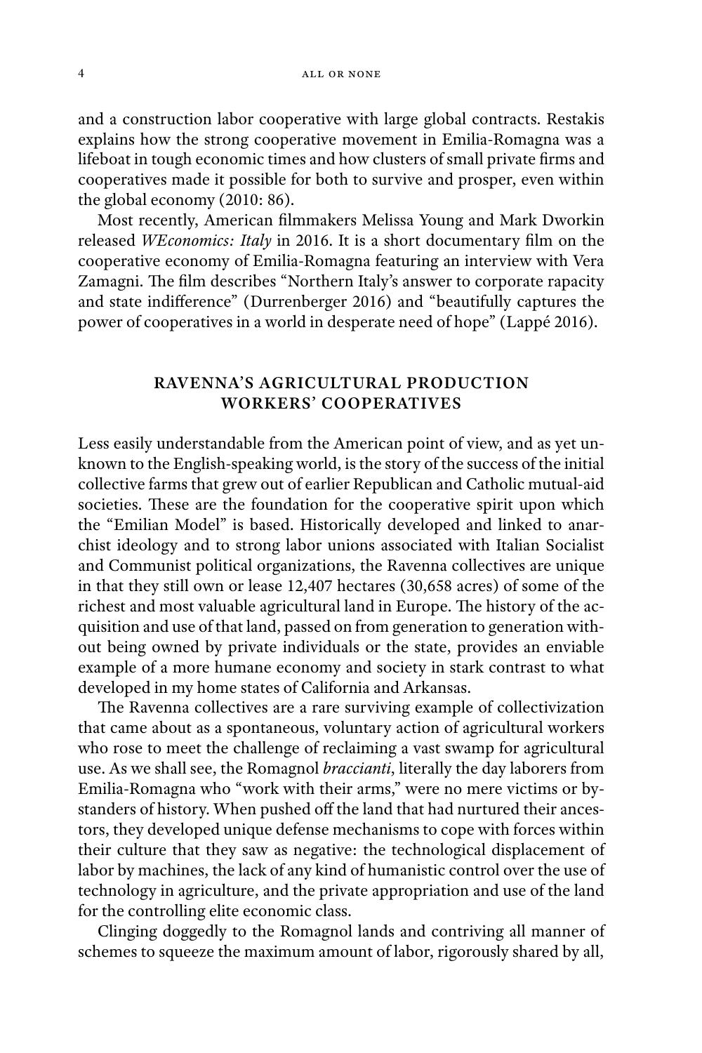and a construction labor cooperative with large global contracts. Restakis explains how the strong cooperative movement in Emilia-Romagna was a lifeboat in tough economic times and how clusters of small private firms and cooperatives made it possible for both to survive and prosper, even within the global economy (2010: 86).

Most recently, American filmmakers Melissa Young and Mark Dworkin released *WEconomics: Italy* in 2016. It is a short documentary film on the cooperative economy of Emilia-Romagna featuring an interview with Vera Zamagni. The film describes "Northern Italy's answer to corporate rapacity and state indifference" (Durrenberger 2016) and "beautifully captures the power of cooperatives in a world in desperate need of hope" (Lappé 2016).

## RAVENNA'S AGRICULTURAL PRODUCTION WORKERS' COOPERATIVES

Less easily understandable from the American point of view, and as yet unknown to the English-speaking world, is the story of the success of the initial collective farms that grew out of earlier Republican and Catholic mutual-aid societies. These are the foundation for the cooperative spirit upon which the "Emilian Model" is based. Historically developed and linked to anarchist ideology and to strong labor unions associated with Italian Socialist and Communist political organizations, the Ravenna collectives are unique in that they still own or lease 12,407 hectares (30,658 acres) of some of the richest and most valuable agricultural land in Europe. The history of the acquisition and use of that land, passed on from generation to generation without being owned by private individuals or the state, provides an enviable example of a more humane economy and society in stark contrast to what developed in my home states of California and Arkansas.

The Ravenna collectives are a rare surviving example of collectivization that came about as a spontaneous, voluntary action of agricultural workers who rose to meet the challenge of reclaiming a vast swamp for agricultural use. As we shall see, the Romagnol *braccianti*, literally the day laborers from Emilia-Romagna who "work with their arms," were no mere victims or bystanders of history. When pushed off the land that had nurtured their ancestors, they developed unique defense mechanisms to cope with forces within their culture that they saw as negative: the technological displacement of labor by machines, the lack of any kind of humanistic control over the use of technology in agriculture, and the private appropriation and use of the land for the controlling elite economic class.

Clinging doggedly to the Romagnol lands and contriving all manner of schemes to squeeze the maximum amount of labor, rigorously shared by all,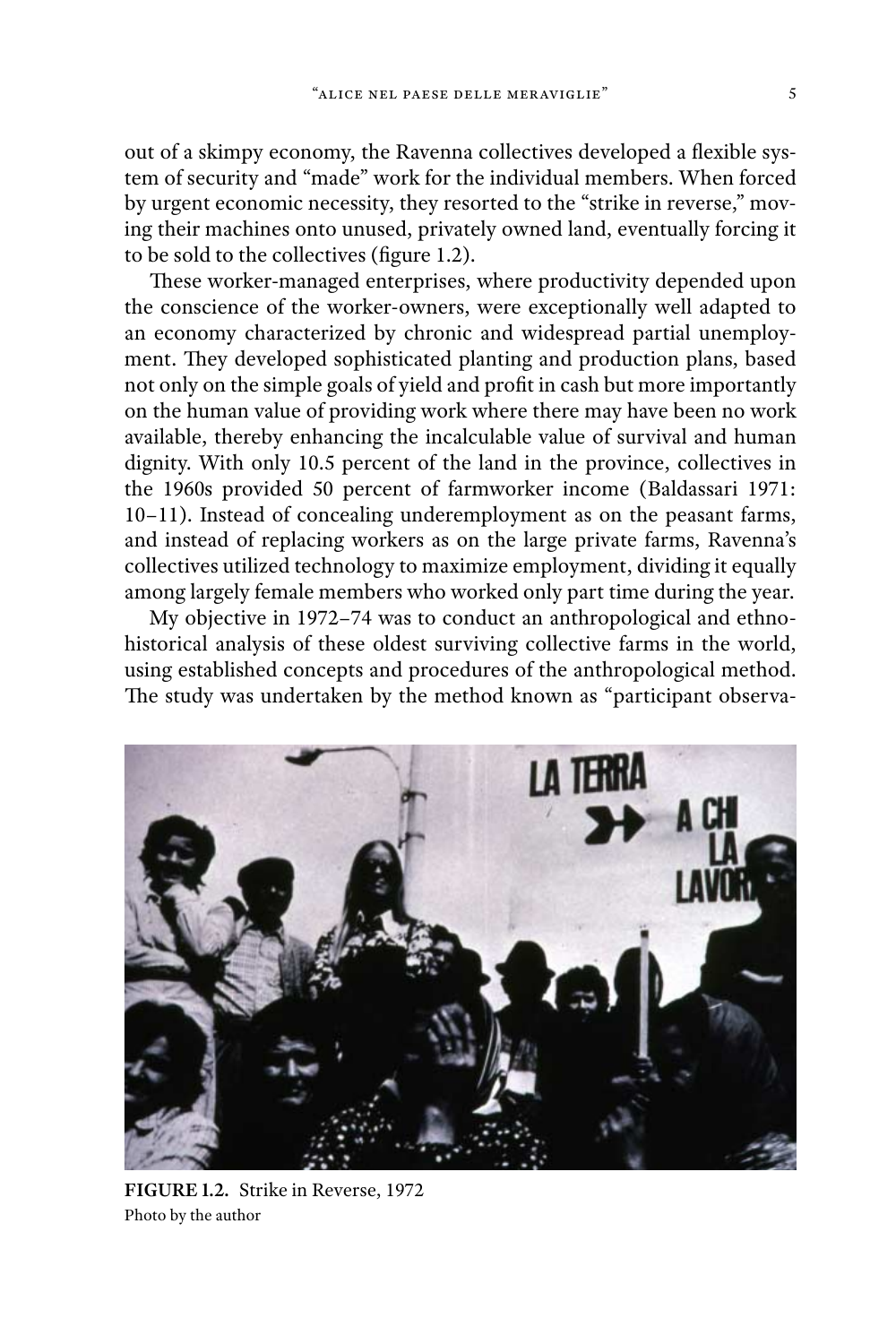out of a skimpy economy, the Ravenna collectives developed a flexible system of security and "made" work for the individual members. When forced by urgent economic necessity, they resorted to the "strike in reverse," moving their machines onto unused, privately owned land, eventually forcing it to be sold to the collectives (figure 1.2).

These worker-managed enterprises, where productivity depended upon the conscience of the worker-owners, were exceptionally well adapted to an economy characterized by chronic and widespread partial unemployment. They developed sophisticated planting and production plans, based not only on the simple goals of yield and profit in cash but more importantly on the human value of providing work where there may have been no work available, thereby enhancing the incalculable value of survival and human dignity. With only 10.5 percent of the land in the province, collectives in the 1960s provided 50 percent of farmworker income (Baldassari 1971: 10–11). Instead of concealing underemployment as on the peasant farms, and instead of replacing workers as on the large private farms, Ravenna's collectives utilized technology to maximize employment, dividing it equally among largely female members who worked only part time during the year.

My objective in 1972–74 was to conduct an anthropological and ethnohistorical analysis of these oldest surviving collective farms in the world, using established concepts and procedures of the anthropological method. The study was undertaken by the method known as "participant observa-

**FIGURE 1.2.** Strike in Reverse, 1972
Photo by the author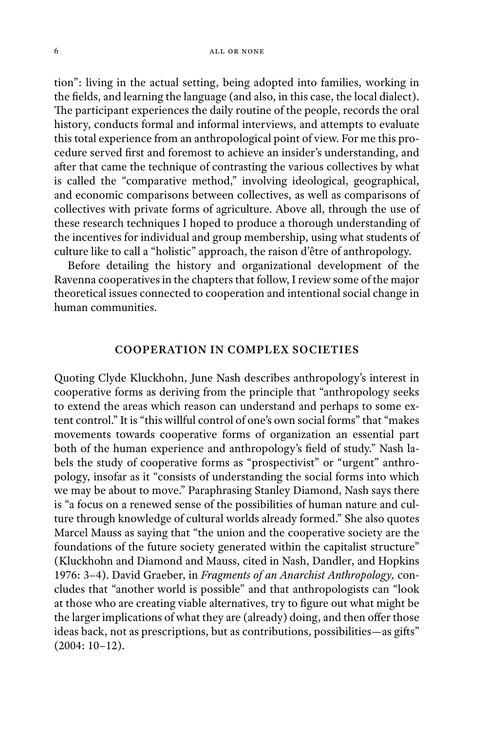tion": living in the actual setting, being adopted into families, working in the fields, and learning the language (and also, in this case, the local dialect). The participant experiences the daily routine of the people, records the oral history, conducts formal and informal interviews, and attempts to evaluate this total experience from an anthropological point of view. For me this procedure served first and foremost to achieve an insider's understanding, and after that came the technique of contrasting the various collectives by what is called the "comparative method," involving ideological, geographical, and economic comparisons between collectives, as well as comparisons of collectives with private forms of agriculture. Above all, through the use of these research techniques I hoped to produce a thorough understanding of the incentives for individual and group membership, using what students of culture like to call a "holistic" approach, the raison d'être of anthropology.

Before detailing the history and organizational development of the Ravenna cooperatives in the chapters that follow, I review some of the major theoretical issues connected to cooperation and intentional social change in human communities.

## COOPERATION IN COMPLEX SOCIETIES

Quoting Clyde Kluckhohn, June Nash describes anthropology's interest in cooperative forms as deriving from the principle that "anthropology seeks to extend the areas which reason can understand and perhaps to some extent control." It is "this willful control of one's own social forms" that "makes movements towards cooperative forms of organization an essential part both of the human experience and anthropology's field of study." Nash labels the study of cooperative forms as "prospectivist" or "urgent" anthropology, insofar as it "consists of understanding the social forms into which we may be about to move." Paraphrasing Stanley Diamond, Nash says there is "a focus on a renewed sense of the possibilities of human nature and culture through knowledge of cultural worlds already formed." She also quotes Marcel Mauss as saying that "the union and the cooperative society are the foundations of the future society generated within the capitalist structure" (Kluckhohn and Diamond and Mauss, cited in Nash, Dandler, and Hopkins 1976: 3–4). David Graeber, in *Fragments of an Anarchist Anthropology,* concludes that "another world is possible" and that anthropologists can "look at those who are creating viable alternatives, try to figure out what might be the larger implications of what they are (already) doing, and then offer those ideas back, not as prescriptions, but as contributions, possibilities—as gifts" (2004: 10–12).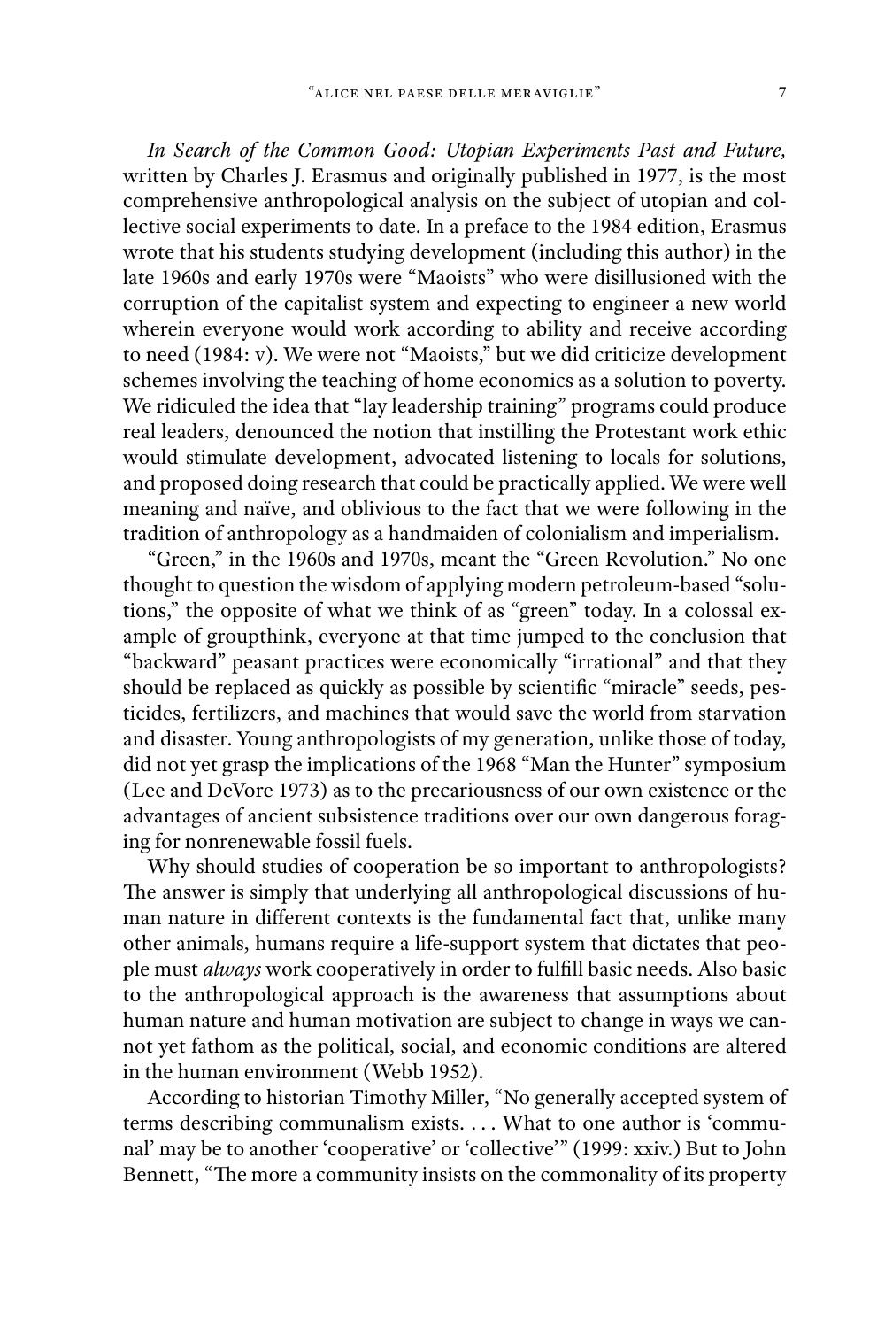*In Search of the Common Good: Utopian Experiments Past and Future,* written by Charles J. Erasmus and originally published in 1977, is the most comprehensive anthropological analysis on the subject of utopian and collective social experiments to date. In a preface to the 1984 edition, Erasmus wrote that his students studying development (including this author) in the late 1960s and early 1970s were "Maoists" who were disillusioned with the corruption of the capitalist system and expecting to engineer a new world wherein everyone would work according to ability and receive according to need (1984: v). We were not "Maoists," but we did criticize development schemes involving the teaching of home economics as a solution to poverty. We ridiculed the idea that "lay leadership training" programs could produce real leaders, denounced the notion that instilling the Protestant work ethic would stimulate development, advocated listening to locals for solutions, and proposed doing research that could be practically applied. We were well meaning and naïve, and oblivious to the fact that we were following in the tradition of anthropology as a handmaiden of colonialism and imperialism.

"Green," in the 1960s and 1970s, meant the "Green Revolution." No one thought to question the wisdom of applying modern petroleum-based "solutions," the opposite of what we think of as "green" today. In a colossal example of groupthink, everyone at that time jumped to the conclusion that "backward" peasant practices were economically "irrational" and that they should be replaced as quickly as possible by scientific "miracle" seeds, pesticides, fertilizers, and machines that would save the world from starvation and disaster. Young anthropologists of my generation, unlike those of today, did not yet grasp the implications of the 1968 "Man the Hunter" symposium (Lee and DeVore 1973) as to the precariousness of our own existence or the advantages of ancient subsistence traditions over our own dangerous foraging for nonrenewable fossil fuels.

Why should studies of cooperation be so important to anthropologists? The answer is simply that underlying all anthropological discussions of human nature in different contexts is the fundamental fact that, unlike many other animals, humans require a life-support system that dictates that people must *always* work cooperatively in order to fulfill basic needs. Also basic to the anthropological approach is the awareness that assumptions about human nature and human motivation are subject to change in ways we cannot yet fathom as the political, social, and economic conditions are altered in the human environment (Webb 1952).

According to historian Timothy Miller, "No generally accepted system of terms describing communalism exists. . . . What to one author is 'communal' may be to another 'cooperative' or 'collective'" (1999: xxiv.) But to John Bennett, "The more a community insists on the commonality of its property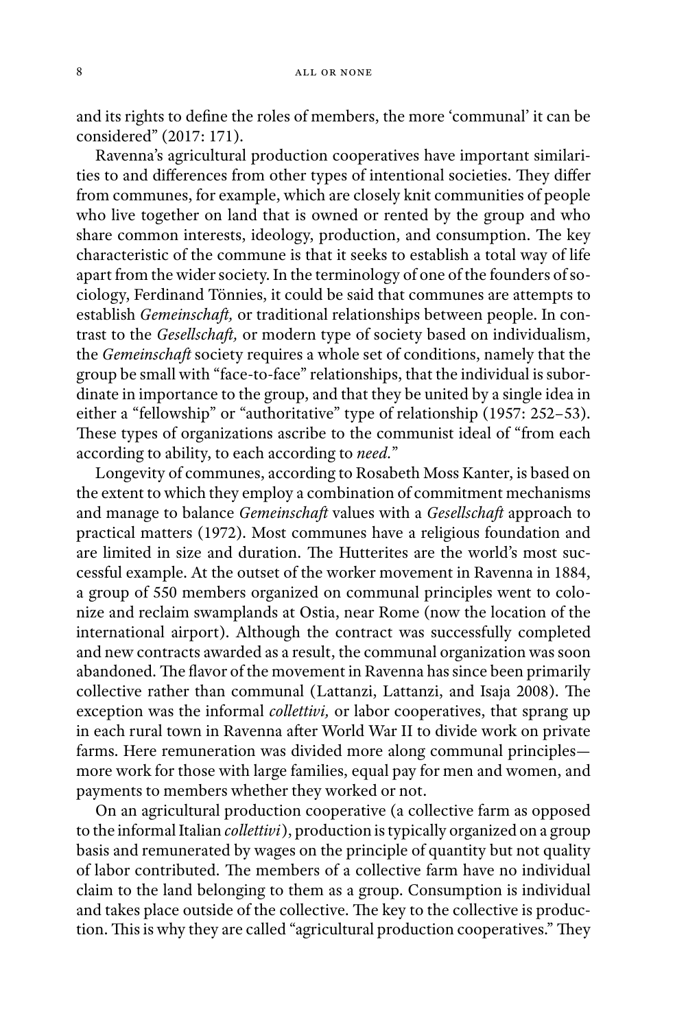and its rights to define the roles of members, the more 'communal' it can be considered" (2017: 171).

Ravenna's agricultural production cooperatives have important similarities to and differences from other types of intentional societies. They differ from communes, for example, which are closely knit communities of people who live together on land that is owned or rented by the group and who share common interests, ideology, production, and consumption. The key characteristic of the commune is that it seeks to establish a total way of life apart from the wider society. In the terminology of one of the founders of sociology, Ferdinand Tönnies, it could be said that communes are attempts to establish *Gemeinschaft,* or traditional relationships between people. In contrast to the *Gesellschaft,* or modern type of society based on individualism, the *Gemeinschaft* society requires a whole set of conditions, namely that the group be small with "face-to-face" relationships, that the individual is subordinate in importance to the group, and that they be united by a single idea in either a "fellowship" or "authoritative" type of relationship (1957: 252–53). These types of organizations ascribe to the communist ideal of "from each according to ability, to each according to *need.*"

Longevity of communes, according to Rosabeth Moss Kanter, is based on the extent to which they employ a combination of commitment mechanisms and manage to balance *Gemeinschaft* values with a *Gesellschaft* approach to practical matters (1972). Most communes have a religious foundation and are limited in size and duration. The Hutterites are the world's most successful example. At the outset of the worker movement in Ravenna in 1884, a group of 550 members organized on communal principles went to colonize and reclaim swamplands at Ostia, near Rome (now the location of the international airport). Although the contract was successfully completed and new contracts awarded as a result, the communal organization was soon abandoned. The flavor of the movement in Ravenna has since been primarily collective rather than communal (Lattanzi, Lattanzi, and Isaja 2008). The exception was the informal *collettivi,* or labor cooperatives, that sprang up in each rural town in Ravenna after World War II to divide work on private farms. Here remuneration was divided more along communal principles—more work for those with large families, equal pay for men and women, and payments to members whether they worked or not.

On an agricultural production cooperative (a collective farm as opposed to the informal Italian *collettivi*), production is typically organized on a group basis and remunerated by wages on the principle of quantity but not quality of labor contributed. The members of a collective farm have no individual claim to the land belonging to them as a group. Consumption is individual and takes place outside of the collective. The key to the collective is production. This is why they are called "agricultural production cooperatives." They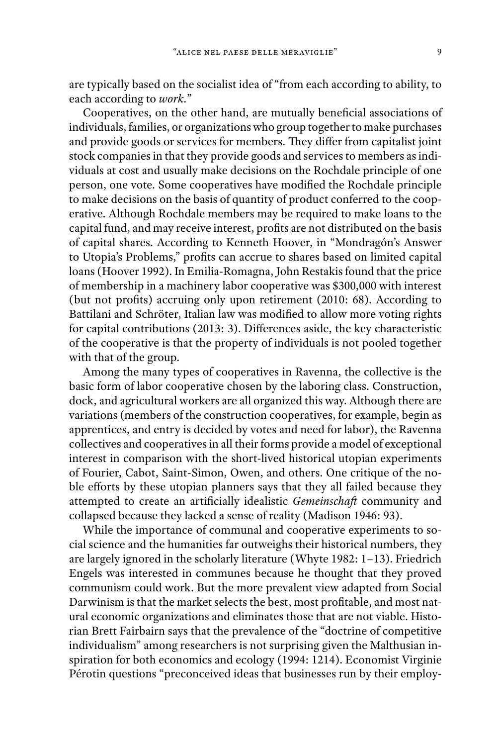are typically based on the socialist idea of "from each according to ability, to each according to *work.*"

Cooperatives, on the other hand, are mutually beneficial associations of individuals, families, or organizations who group together to make purchases and provide goods or services for members. They differ from capitalist joint stock companies in that they provide goods and services to members as individuals at cost and usually make decisions on the Rochdale principle of one person, one vote. Some cooperatives have modified the Rochdale principle to make decisions on the basis of quantity of product conferred to the cooperative. Although Rochdale members may be required to make loans to the capital fund, and may receive interest, profits are not distributed on the basis of capital shares. According to Kenneth Hoover, in "Mondragón's Answer to Utopia's Problems," profits can accrue to shares based on limited capital loans (Hoover 1992). In Emilia-Romagna, John Restakis found that the price of membership in a machinery labor cooperative was $300,000 with interest (but not profits) accruing only upon retirement (2010: 68). According to Battilani and Schröter, Italian law was modified to allow more voting rights for capital contributions (2013: 3). Differences aside, the key characteristic of the cooperative is that the property of individuals is not pooled together with that of the group.

Among the many types of cooperatives in Ravenna, the collective is the basic form of labor cooperative chosen by the laboring class. Construction, dock, and agricultural workers are all organized this way. Although there are variations (members of the construction cooperatives, for example, begin as apprentices, and entry is decided by votes and need for labor), the Ravenna collectives and cooperatives in all their forms provide a model of exceptional interest in comparison with the short-lived historical utopian experiments of Fourier, Cabot, Saint-Simon, Owen, and others. One critique of the noble efforts by these utopian planners says that they all failed because they attempted to create an artificially idealistic *Gemeinschaft* community and collapsed because they lacked a sense of reality (Madison 1946: 93).

While the importance of communal and cooperative experiments to social science and the humanities far outweighs their historical numbers, they are largely ignored in the scholarly literature (Whyte 1982: 1–13). Friedrich Engels was interested in communes because he thought that they proved communism could work. But the more prevalent view adapted from Social Darwinism is that the market selects the best, most profitable, and most natural economic organizations and eliminates those that are not viable. Historian Brett Fairbairn says that the prevalence of the "doctrine of competitive individualism" among researchers is not surprising given the Malthusian inspiration for both economics and ecology (1994: 1214). Economist Virginie Pérotin questions "preconceived ideas that businesses run by their employ-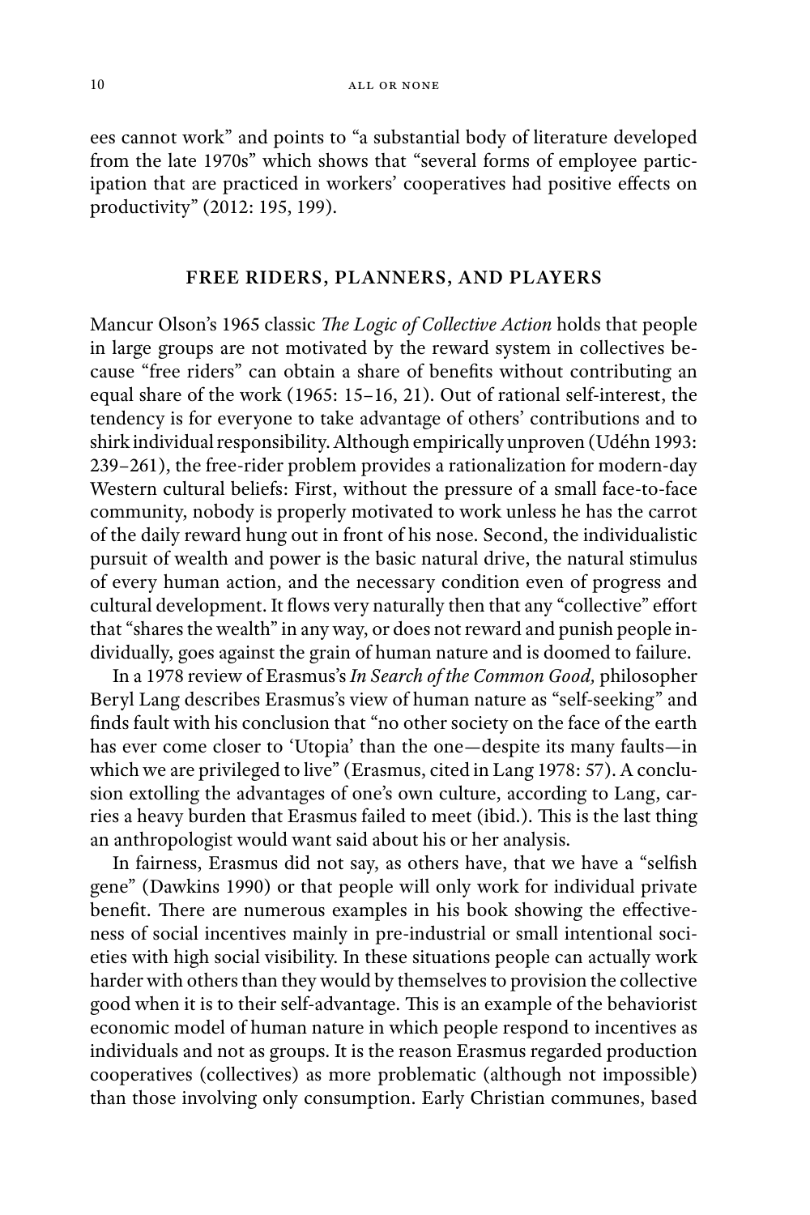ees cannot work" and points to "a substantial body of literature developed from the late 1970s" which shows that "several forms of employee participation that are practiced in workers' cooperatives had positive effects on productivity" (2012: 195, 199).

## FREE RIDERS, PLANNERS, AND PLAYERS

Mancur Olson's 1965 classic *The Logic of Collective Action* holds that people in large groups are not motivated by the reward system in collectives because "free riders" can obtain a share of benefits without contributing an equal share of the work (1965: 15–16, 21). Out of rational self-interest, the tendency is for everyone to take advantage of others' contributions and to shirk individual responsibility. Although empirically unproven (Udéhn 1993: 239–261), the free-rider problem provides a rationalization for modern-day Western cultural beliefs: First, without the pressure of a small face-to-face community, nobody is properly motivated to work unless he has the carrot of the daily reward hung out in front of his nose. Second, the individualistic pursuit of wealth and power is the basic natural drive, the natural stimulus of every human action, and the necessary condition even of progress and cultural development. It flows very naturally then that any "collective" effort that "shares the wealth" in any way, or does not reward and punish people individually, goes against the grain of human nature and is doomed to failure.

In a 1978 review of Erasmus's *In Search of the Common Good,* philosopher Beryl Lang describes Erasmus's view of human nature as "self-seeking" and finds fault with his conclusion that "no other society on the face of the earth has ever come closer to 'Utopia' than the one—despite its many faults—in which we are privileged to live" (Erasmus, cited in Lang 1978: 57). A conclusion extolling the advantages of one's own culture, according to Lang, carries a heavy burden that Erasmus failed to meet (ibid.). This is the last thing an anthropologist would want said about his or her analysis.

In fairness, Erasmus did not say, as others have, that we have a "selfish gene" (Dawkins 1990) or that people will only work for individual private benefit. There are numerous examples in his book showing the effectiveness of social incentives mainly in pre-industrial or small intentional societies with high social visibility. In these situations people can actually work harder with others than they would by themselves to provision the collective good when it is to their self-advantage. This is an example of the behaviorist economic model of human nature in which people respond to incentives as individuals and not as groups. It is the reason Erasmus regarded production cooperatives (collectives) as more problematic (although not impossible) than those involving only consumption. Early Christian communes, based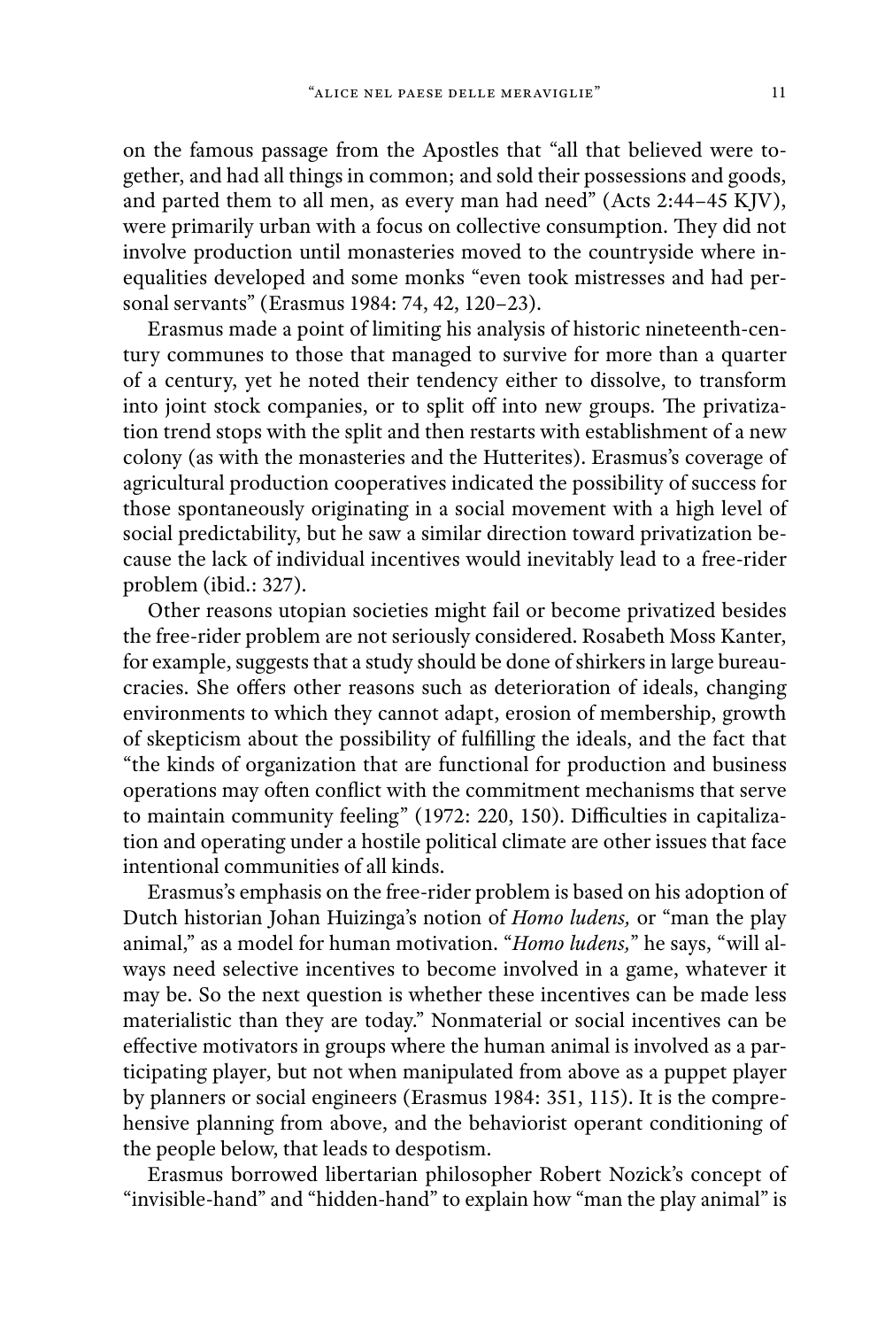on the famous passage from the Apostles that "all that believed were together, and had all things in common; and sold their possessions and goods, and parted them to all men, as every man had need" (Acts 2:44–45 KJV), were primarily urban with a focus on collective consumption. They did not involve production until monasteries moved to the countryside where inequalities developed and some monks "even took mistresses and had personal servants" (Erasmus 1984: 74, 42, 120–23).

Erasmus made a point of limiting his analysis of historic nineteenth-century communes to those that managed to survive for more than a quarter of a century, yet he noted their tendency either to dissolve, to transform into joint stock companies, or to split off into new groups. The privatization trend stops with the split and then restarts with establishment of a new colony (as with the monasteries and the Hutterites). Erasmus's coverage of agricultural production cooperatives indicated the possibility of success for those spontaneously originating in a social movement with a high level of social predictability, but he saw a similar direction toward privatization because the lack of individual incentives would inevitably lead to a free-rider problem (ibid.: 327).

Other reasons utopian societies might fail or become privatized besides the free-rider problem are not seriously considered. Rosabeth Moss Kanter, for example, suggests that a study should be done of shirkers in large bureaucracies. She offers other reasons such as deterioration of ideals, changing environments to which they cannot adapt, erosion of membership, growth of skepticism about the possibility of fulfilling the ideals, and the fact that "the kinds of organization that are functional for production and business operations may often conflict with the commitment mechanisms that serve to maintain community feeling" (1972: 220, 150). Difficulties in capitalization and operating under a hostile political climate are other issues that face intentional communities of all kinds.

Erasmus's emphasis on the free-rider problem is based on his adoption of Dutch historian Johan Huizinga's notion of *Homo ludens,* or "man the play animal," as a model for human motivation. "*Homo ludens,*" he says, "will always need selective incentives to become involved in a game, whatever it may be. So the next question is whether these incentives can be made less materialistic than they are today." Nonmaterial or social incentives can be effective motivators in groups where the human animal is involved as a participating player, but not when manipulated from above as a puppet player by planners or social engineers (Erasmus 1984: 351, 115). It is the comprehensive planning from above, and the behaviorist operant conditioning of the people below, that leads to despotism.

Erasmus borrowed libertarian philosopher Robert Nozick's concept of "invisible-hand" and "hidden-hand" to explain how "man the play animal" is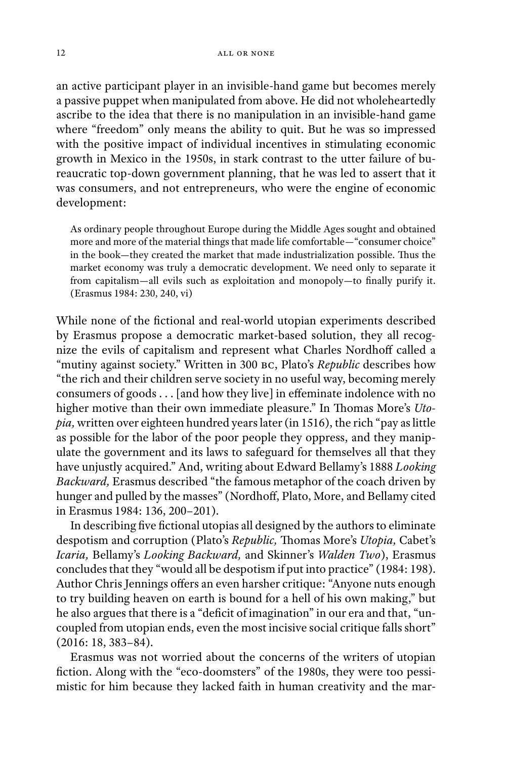an active participant player in an invisible-hand game but becomes merely a passive puppet when manipulated from above. He did not wholeheartedly ascribe to the idea that there is no manipulation in an invisible-hand game where "freedom" only means the ability to quit. But he was so impressed with the positive impact of individual incentives in stimulating economic growth in Mexico in the 1950s, in stark contrast to the utter failure of bureaucratic top-down government planning, that he was led to assert that it was consumers, and not entrepreneurs, who were the engine of economic development:

> As ordinary people throughout Europe during the Middle Ages sought and obtained more and more of the material things that made life comfortable—"consumer choice" in the book—they created the market that made industrialization possible. Thus the market economy was truly a democratic development. We need only to separate it from capitalism—all evils such as exploitation and monopoly—to finally purify it. (Erasmus 1984: 230, 240, vi)

While none of the fictional and real-world utopian experiments described by Erasmus propose a democratic market-based solution, they all recognize the evils of capitalism and represent what Charles Nordhoff called a "mutiny against society." Written in 300 BC, Plato's *Republic* describes how "the rich and their children serve society in no useful way, becoming merely consumers of goods . . . [and how they live] in effeminate indolence with no higher motive than their own immediate pleasure." In Thomas More's *Utopia,* written over eighteen hundred years later (in 1516), the rich "pay as little as possible for the labor of the poor people they oppress, and they manipulate the government and its laws to safeguard for themselves all that they have unjustly acquired." And, writing about Edward Bellamy's 1888 *Looking Backward,* Erasmus described "the famous metaphor of the coach driven by hunger and pulled by the masses" (Nordhoff, Plato, More, and Bellamy cited in Erasmus 1984: 136, 200–201).

In describing five fictional utopias all designed by the authors to eliminate despotism and corruption (Plato's *Republic,* Thomas More's *Utopia,* Cabet's *Icaria,* Bellamy's *Looking Backward,* and Skinner's *Walden Two*), Erasmus concludes that they "would all be despotism if put into practice" (1984: 198). Author Chris Jennings offers an even harsher critique: "Anyone nuts enough to try building heaven on earth is bound for a hell of his own making," but he also argues that there is a "deficit of imagination" in our era and that, "uncoupled from utopian ends, even the most incisive social critique falls short" (2016: 18, 383–84).

Erasmus was not worried about the concerns of the writers of utopian fiction. Along with the "eco-doomsters" of the 1980s, they were too pessimistic for him because they lacked faith in human creativity and the mar-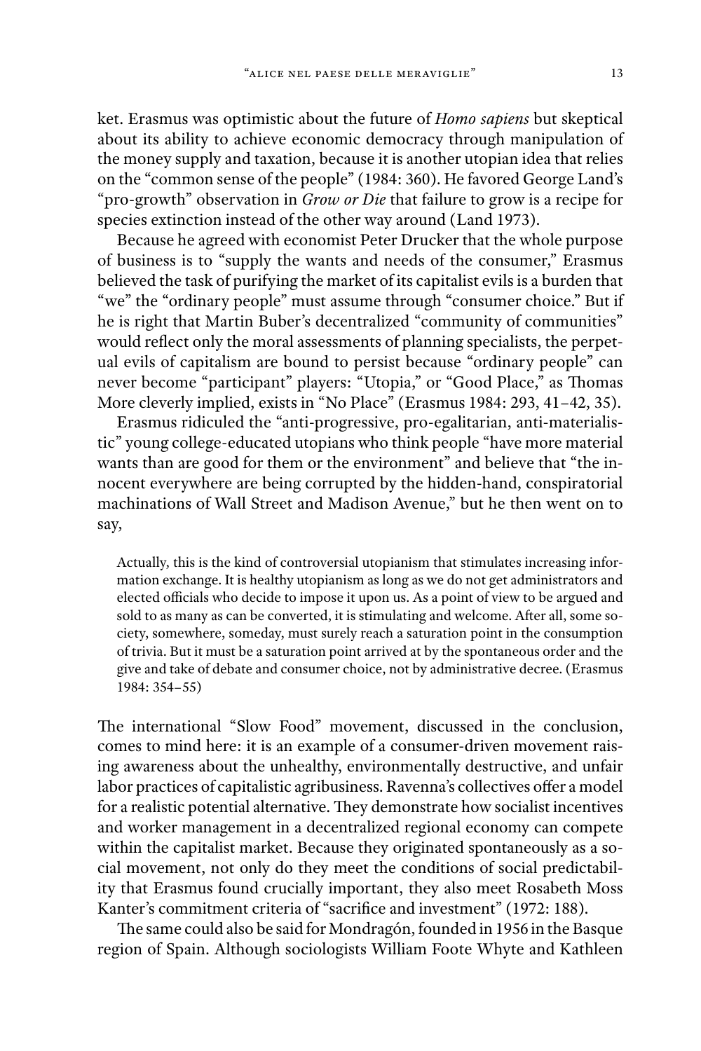ket. Erasmus was optimistic about the future of *Homo sapiens* but skeptical about its ability to achieve economic democracy through manipulation of the money supply and taxation, because it is another utopian idea that relies on the "common sense of the people" (1984: 360). He favored George Land's "pro-growth" observation in *Grow or Die* that failure to grow is a recipe for species extinction instead of the other way around (Land 1973).

Because he agreed with economist Peter Drucker that the whole purpose of business is to "supply the wants and needs of the consumer," Erasmus believed the task of purifying the market of its capitalist evils is a burden that "we" the "ordinary people" must assume through "consumer choice." But if he is right that Martin Buber's decentralized "community of communities" would reflect only the moral assessments of planning specialists, the perpetual evils of capitalism are bound to persist because "ordinary people" can never become "participant" players: "Utopia," or "Good Place," as Thomas More cleverly implied, exists in "No Place" (Erasmus 1984: 293, 41–42, 35).

Erasmus ridiculed the "anti-progressive, pro-egalitarian, anti-materialistic" young college-educated utopians who think people "have more material wants than are good for them or the environment" and believe that "the innocent everywhere are being corrupted by the hidden-hand, conspiratorial machinations of Wall Street and Madison Avenue," but he then went on to say,

> Actually, this is the kind of controversial utopianism that stimulates increasing information exchange. It is healthy utopianism as long as we do not get administrators and elected officials who decide to impose it upon us. As a point of view to be argued and sold to as many as can be converted, it is stimulating and welcome. After all, some society, somewhere, someday, must surely reach a saturation point in the consumption of trivia. But it must be a saturation point arrived at by the spontaneous order and the give and take of debate and consumer choice, not by administrative decree. (Erasmus 1984: 354–55)

The international "Slow Food" movement, discussed in the conclusion, comes to mind here: it is an example of a consumer-driven movement raising awareness about the unhealthy, environmentally destructive, and unfair labor practices of capitalistic agribusiness. Ravenna's collectives offer a model for a realistic potential alternative. They demonstrate how socialist incentives and worker management in a decentralized regional economy can compete within the capitalist market. Because they originated spontaneously as a social movement, not only do they meet the conditions of social predictability that Erasmus found crucially important, they also meet Rosabeth Moss Kanter's commitment criteria of "sacrifice and investment" (1972: 188).

The same could also be said for Mondragón, founded in 1956 in the Basque region of Spain. Although sociologists William Foote Whyte and Kathleen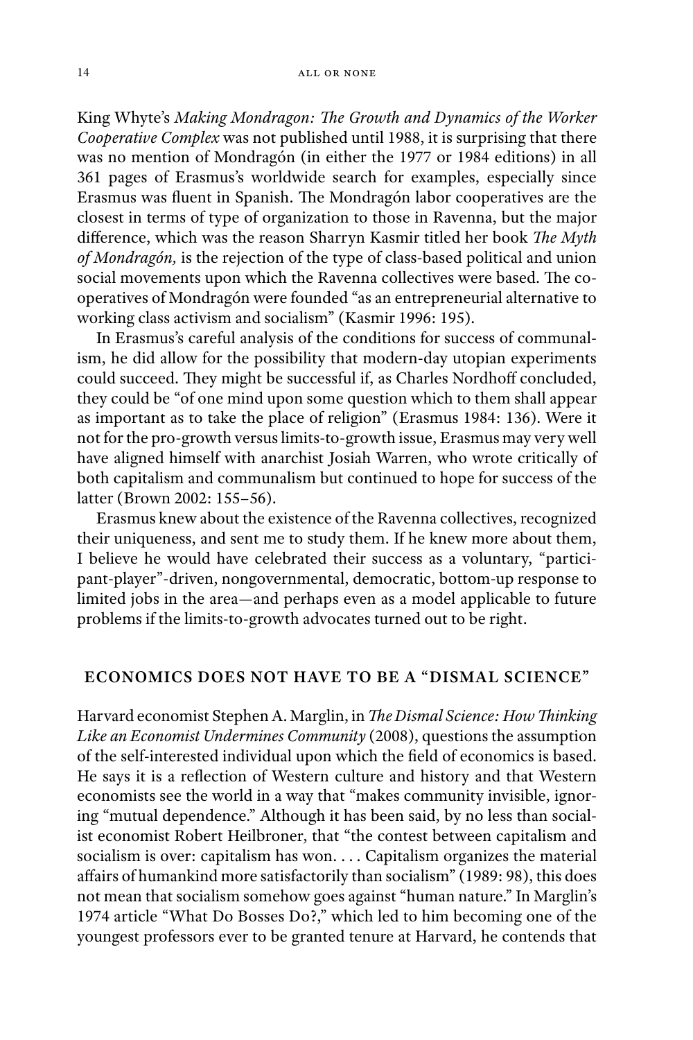King Whyte's *Making Mondragon: The Growth and Dynamics of the Worker Cooperative Complex* was not published until 1988, it is surprising that there was no mention of Mondragón (in either the 1977 or 1984 editions) in all 361 pages of Erasmus's worldwide search for examples, especially since Erasmus was fluent in Spanish. The Mondragón labor cooperatives are the closest in terms of type of organization to those in Ravenna, but the major difference, which was the reason Sharryn Kasmir titled her book *The Myth of Mondragón,* is the rejection of the type of class-based political and union social movements upon which the Ravenna collectives were based. The cooperatives of Mondragón were founded "as an entrepreneurial alternative to working class activism and socialism" (Kasmir 1996: 195).

In Erasmus's careful analysis of the conditions for success of communalism, he did allow for the possibility that modern-day utopian experiments could succeed. They might be successful if, as Charles Nordhoff concluded, they could be "of one mind upon some question which to them shall appear as important as to take the place of religion" (Erasmus 1984: 136). Were it not for the pro-growth versus limits-to-growth issue, Erasmus may very well have aligned himself with anarchist Josiah Warren, who wrote critically of both capitalism and communalism but continued to hope for success of the latter (Brown 2002: 155–56).

Erasmus knew about the existence of the Ravenna collectives, recognized their uniqueness, and sent me to study them. If he knew more about them, I believe he would have celebrated their success as a voluntary, "participant-player"-driven, nongovernmental, democratic, bottom-up response to limited jobs in the area—and perhaps even as a model applicable to future problems if the limits-to-growth advocates turned out to be right.

## ECONOMICS DOES NOT HAVE TO BE A "DISMAL SCIENCE"

Harvard economist Stephen A. Marglin, in *The Dismal Science: How Thinking Like an Economist Undermines Community* (2008), questions the assumption of the self-interested individual upon which the field of economics is based. He says it is a reflection of Western culture and history and that Western economists see the world in a way that "makes community invisible, ignoring "mutual dependence." Although it has been said, by no less than socialist economist Robert Heilbroner, that "the contest between capitalism and socialism is over: capitalism has won. . . . Capitalism organizes the material affairs of humankind more satisfactorily than socialism" (1989: 98), this does not mean that socialism somehow goes against "human nature." In Marglin's 1974 article "What Do Bosses Do?," which led to him becoming one of the youngest professors ever to be granted tenure at Harvard, he contends that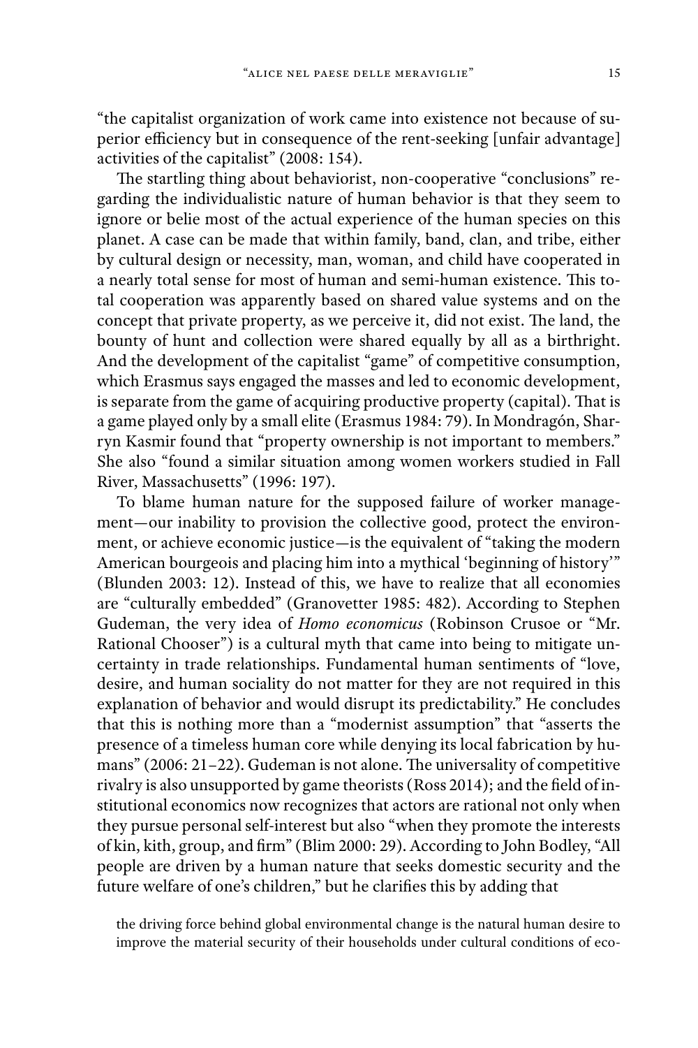"the capitalist organization of work came into existence not because of superior efficiency but in consequence of the rent-seeking [unfair advantage] activities of the capitalist" (2008: 154).

The startling thing about behaviorist, non-cooperative "conclusions" regarding the individualistic nature of human behavior is that they seem to ignore or belie most of the actual experience of the human species on this planet. A case can be made that within family, band, clan, and tribe, either by cultural design or necessity, man, woman, and child have cooperated in a nearly total sense for most of human and semi-human existence. This total cooperation was apparently based on shared value systems and on the concept that private property, as we perceive it, did not exist. The land, the bounty of hunt and collection were shared equally by all as a birthright. And the development of the capitalist "game" of competitive consumption, which Erasmus says engaged the masses and led to economic development, is separate from the game of acquiring productive property (capital). That is a game played only by a small elite (Erasmus 1984: 79). In Mondragón, Sharryn Kasmir found that "property ownership is not important to members." She also "found a similar situation among women workers studied in Fall River, Massachusetts" (1996: 197).

To blame human nature for the supposed failure of worker management—our inability to provision the collective good, protect the environment, or achieve economic justice—is the equivalent of "taking the modern American bourgeois and placing him into a mythical 'beginning of history'" (Blunden 2003: 12). Instead of this, we have to realize that all economies are "culturally embedded" (Granovetter 1985: 482). According to Stephen Gudeman, the very idea of *Homo economicus* (Robinson Crusoe or "Mr. Rational Chooser") is a cultural myth that came into being to mitigate uncertainty in trade relationships. Fundamental human sentiments of "love, desire, and human sociality do not matter for they are not required in this explanation of behavior and would disrupt its predictability." He concludes that this is nothing more than a "modernist assumption" that "asserts the presence of a timeless human core while denying its local fabrication by humans" (2006: 21–22). Gudeman is not alone. The universality of competitive rivalry is also unsupported by game theorists (Ross 2014); and the field of institutional economics now recognizes that actors are rational not only when they pursue personal self-interest but also "when they promote the interests of kin, kith, group, and firm" (Blim 2000: 29). According to John Bodley, "All people are driven by a human nature that seeks domestic security and the future welfare of one's children," but he clarifies this by adding that

> the driving force behind global environmental change is the natural human desire to improve the material security of their households under cultural conditions of eco-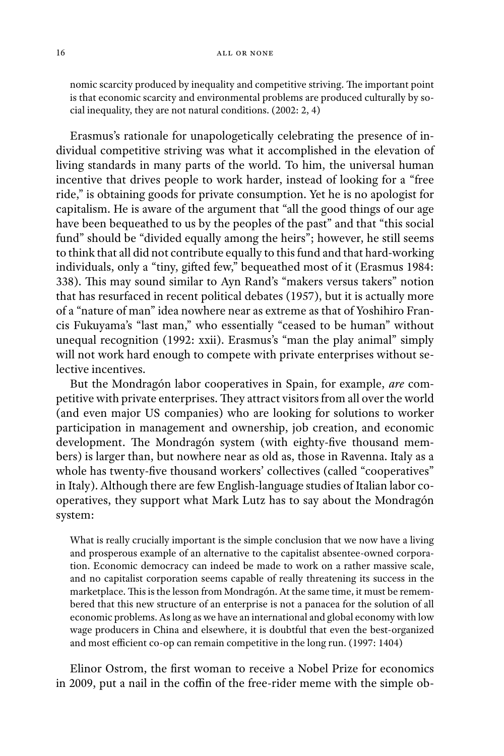nomic scarcity produced by inequality and competitive striving. The important point is that economic scarcity and environmental problems are produced culturally by social inequality, they are not natural conditions. (2002: 2, 4)

Erasmus's rationale for unapologetically celebrating the presence of individual competitive striving was what it accomplished in the elevation of living standards in many parts of the world. To him, the universal human incentive that drives people to work harder, instead of looking for a "free ride," is obtaining goods for private consumption. Yet he is no apologist for capitalism. He is aware of the argument that "all the good things of our age have been bequeathed to us by the peoples of the past" and that "this social fund" should be "divided equally among the heirs"; however, he still seems to think that all did not contribute equally to this fund and that hard-working individuals, only a "tiny, gifted few," bequeathed most of it (Erasmus 1984: 338). This may sound similar to Ayn Rand's "makers versus takers" notion that has resurfaced in recent political debates (1957), but it is actually more of a "nature of man" idea nowhere near as extreme as that of Yoshihiro Francis Fukuyama's "last man," who essentially "ceased to be human" without unequal recognition (1992: xxii). Erasmus's "man the play animal" simply will not work hard enough to compete with private enterprises without selective incentives.

But the Mondragón labor cooperatives in Spain, for example, *are* competitive with private enterprises. They attract visitors from all over the world (and even major US companies) who are looking for solutions to worker participation in management and ownership, job creation, and economic development. The Mondragón system (with eighty-five thousand members) is larger than, but nowhere near as old as, those in Ravenna. Italy as a whole has twenty-five thousand workers' collectives (called "cooperatives" in Italy). Although there are few English-language studies of Italian labor cooperatives, they support what Mark Lutz has to say about the Mondragón system:

> What is really crucially important is the simple conclusion that we now have a living and prosperous example of an alternative to the capitalist absentee-owned corporation. Economic democracy can indeed be made to work on a rather massive scale, and no capitalist corporation seems capable of really threatening its success in the marketplace. This is the lesson from Mondragón. At the same time, it must be remembered that this new structure of an enterprise is not a panacea for the solution of all economic problems. As long as we have an international and global economy with low wage producers in China and elsewhere, it is doubtful that even the best-organized and most efficient co-op can remain competitive in the long run. (1997: 1404)

Elinor Ostrom, the first woman to receive a Nobel Prize for economics in 2009, put a nail in the coffin of the free-rider meme with the simple ob-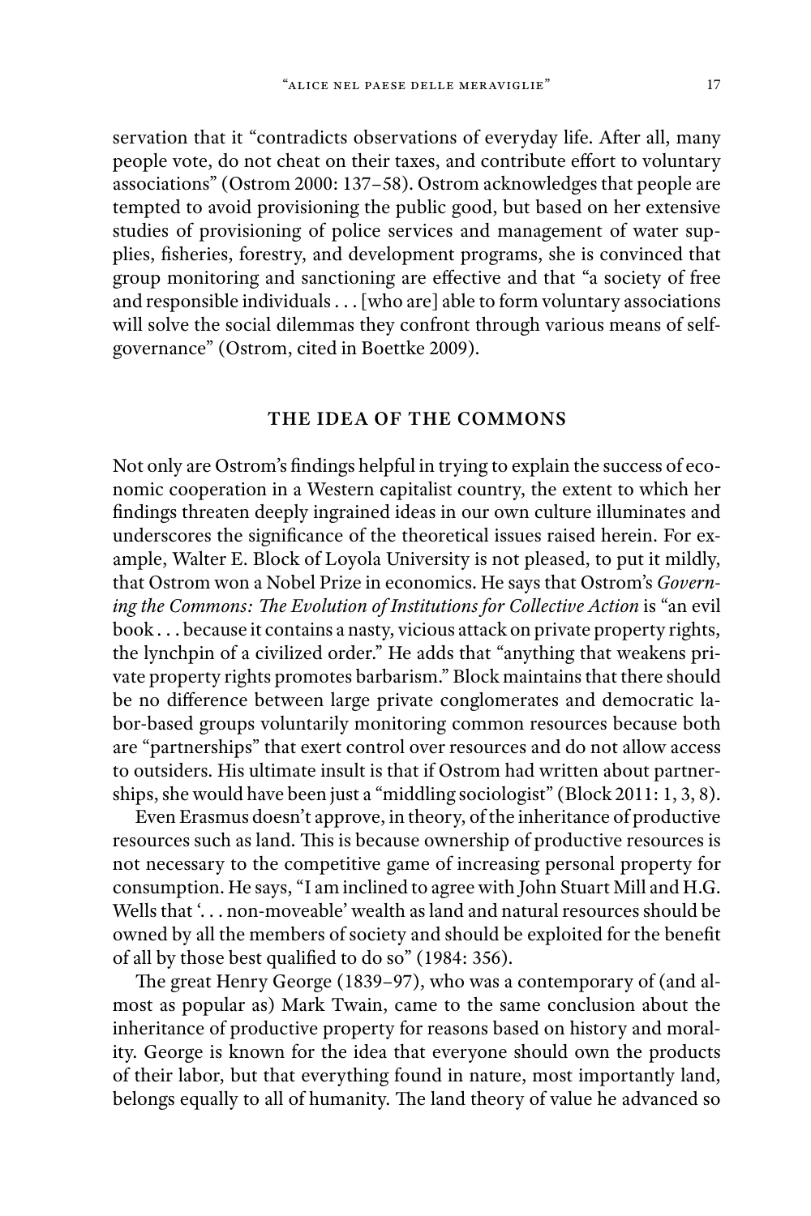servation that it "contradicts observations of everyday life. After all, many people vote, do not cheat on their taxes, and contribute effort to voluntary associations" (Ostrom 2000: 137–58). Ostrom acknowledges that people are tempted to avoid provisioning the public good, but based on her extensive studies of provisioning of police services and management of water supplies, fisheries, forestry, and development programs, she is convinced that group monitoring and sanctioning are effective and that "a society of free and responsible individuals . . . [who are] able to form voluntary associations will solve the social dilemmas they confront through various means of self-governance" (Ostrom, cited in Boettke 2009).

## THE IDEA OF THE COMMONS

Not only are Ostrom's findings helpful in trying to explain the success of economic cooperation in a Western capitalist country, the extent to which her findings threaten deeply ingrained ideas in our own culture illuminates and underscores the significance of the theoretical issues raised herein. For example, Walter E. Block of Loyola University is not pleased, to put it mildly, that Ostrom won a Nobel Prize in economics. He says that Ostrom's *Governing the Commons: The Evolution of Institutions for Collective Action* is "an evil book . . . because it contains a nasty, vicious attack on private property rights, the lynchpin of a civilized order." He adds that "anything that weakens private property rights promotes barbarism." Block maintains that there should be no difference between large private conglomerates and democratic labor-based groups voluntarily monitoring common resources because both are "partnerships" that exert control over resources and do not allow access to outsiders. His ultimate insult is that if Ostrom had written about partnerships, she would have been just a "middling sociologist" (Block 2011: 1, 3, 8).

Even Erasmus doesn't approve, in theory, of the inheritance of productive resources such as land. This is because ownership of productive resources is not necessary to the competitive game of increasing personal property for consumption. He says, "I am inclined to agree with John Stuart Mill and H.G. Wells that '. . . non-moveable' wealth as land and natural resources should be owned by all the members of society and should be exploited for the benefit of all by those best qualified to do so" (1984: 356).

The great Henry George (1839–97), who was a contemporary of (and almost as popular as) Mark Twain, came to the same conclusion about the inheritance of productive property for reasons based on history and morality. George is known for the idea that everyone should own the products of their labor, but that everything found in nature, most importantly land, belongs equally to all of humanity. The land theory of value he advanced so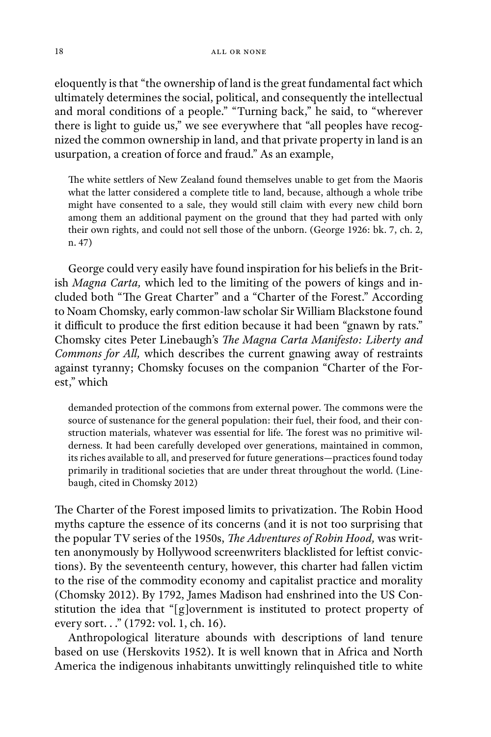eloquently is that "the ownership of land is the great fundamental fact which ultimately determines the social, political, and consequently the intellectual and moral conditions of a people." "Turning back," he said, to "wherever there is light to guide us," we see everywhere that "all peoples have recognized the common ownership in land, and that private property in land is an usurpation, a creation of force and fraud." As an example,

> The white settlers of New Zealand found themselves unable to get from the Maoris what the latter considered a complete title to land, because, although a whole tribe might have consented to a sale, they would still claim with every new child born among them an additional payment on the ground that they had parted with only their own rights, and could not sell those of the unborn. (George 1926: bk. 7, ch. 2, n. 47)

George could very easily have found inspiration for his beliefs in the British *Magna Carta,* which led to the limiting of the powers of kings and included both "The Great Charter" and a "Charter of the Forest." According to Noam Chomsky, early common-law scholar Sir William Blackstone found it difficult to produce the first edition because it had been "gnawn by rats." Chomsky cites Peter Linebaugh's *The Magna Carta Manifesto: Liberty and Commons for All,* which describes the current gnawing away of restraints against tyranny; Chomsky focuses on the companion "Charter of the Forest," which

> demanded protection of the commons from external power. The commons were the source of sustenance for the general population: their fuel, their food, and their construction materials, whatever was essential for life. The forest was no primitive wilderness. It had been carefully developed over generations, maintained in common, its riches available to all, and preserved for future generations—practices found today primarily in traditional societies that are under threat throughout the world. (Linebaugh, cited in Chomsky 2012)

The Charter of the Forest imposed limits to privatization. The Robin Hood myths capture the essence of its concerns (and it is not too surprising that the popular TV series of the 1950s, *The Adventures of Robin Hood,* was written anonymously by Hollywood screenwriters blacklisted for leftist convictions). By the seventeenth century, however, this charter had fallen victim to the rise of the commodity economy and capitalist practice and morality (Chomsky 2012). By 1792, James Madison had enshrined into the US Constitution the idea that "[g]overnment is instituted to protect property of every sort. . ." (1792: vol. 1, ch. 16).

Anthropological literature abounds with descriptions of land tenure based on use (Herskovits 1952). It is well known that in Africa and North America the indigenous inhabitants unwittingly relinquished title to white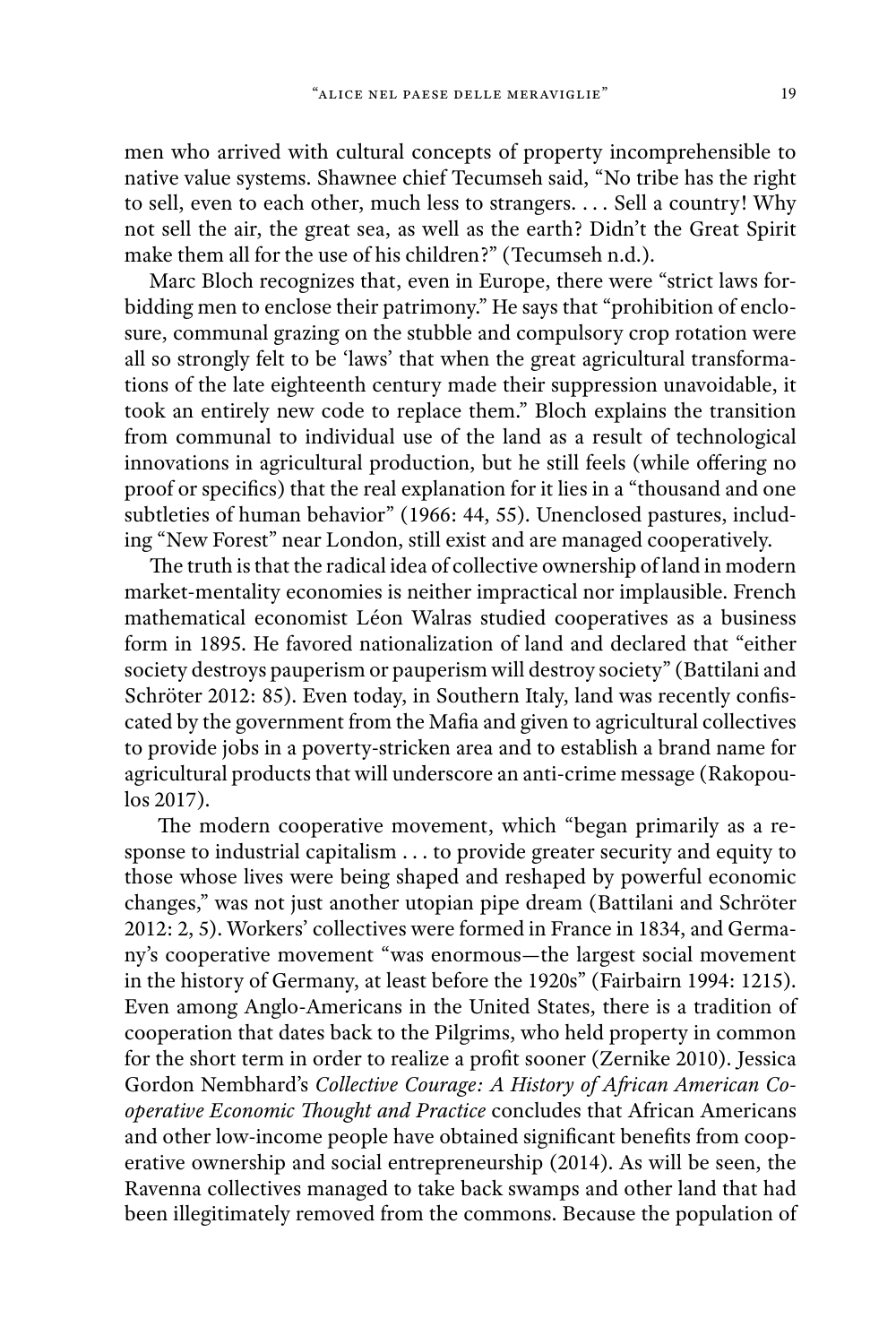men who arrived with cultural concepts of property incomprehensible to native value systems. Shawnee chief Tecumseh said, "No tribe has the right to sell, even to each other, much less to strangers. . . . Sell a country! Why not sell the air, the great sea, as well as the earth? Didn't the Great Spirit make them all for the use of his children?" (Tecumseh n.d.).

Marc Bloch recognizes that, even in Europe, there were "strict laws forbidding men to enclose their patrimony." He says that "prohibition of enclosure, communal grazing on the stubble and compulsory crop rotation were all so strongly felt to be 'laws' that when the great agricultural transformations of the late eighteenth century made their suppression unavoidable, it took an entirely new code to replace them." Bloch explains the transition from communal to individual use of the land as a result of technological innovations in agricultural production, but he still feels (while offering no proof or specifics) that the real explanation for it lies in a "thousand and one subtleties of human behavior" (1966: 44, 55). Unenclosed pastures, including "New Forest" near London, still exist and are managed cooperatively.

The truth is that the radical idea of collective ownership of land in modern market-mentality economies is neither impractical nor implausible. French mathematical economist Léon Walras studied cooperatives as a business form in 1895. He favored nationalization of land and declared that "either society destroys pauperism or pauperism will destroy society" (Battilani and Schröter 2012: 85). Even today, in Southern Italy, land was recently confiscated by the government from the Mafia and given to agricultural collectives to provide jobs in a poverty-stricken area and to establish a brand name for agricultural products that will underscore an anti-crime message (Rakopoulos 2017).

The modern cooperative movement, which "began primarily as a response to industrial capitalism . . . to provide greater security and equity to those whose lives were being shaped and reshaped by powerful economic changes," was not just another utopian pipe dream (Battilani and Schröter 2012: 2, 5). Workers' collectives were formed in France in 1834, and Germany's cooperative movement "was enormous—the largest social movement in the history of Germany, at least before the 1920s" (Fairbairn 1994: 1215). Even among Anglo-Americans in the United States, there is a tradition of cooperation that dates back to the Pilgrims, who held property in common for the short term in order to realize a profit sooner (Zernike 2010). Jessica Gordon Nembhard's *Collective Courage: A History of African American Cooperative Economic Thought and Practice* concludes that African Americans and other low-income people have obtained significant benefits from cooperative ownership and social entrepreneurship (2014). As will be seen, the Ravenna collectives managed to take back swamps and other land that had been illegitimately removed from the commons. Because the population of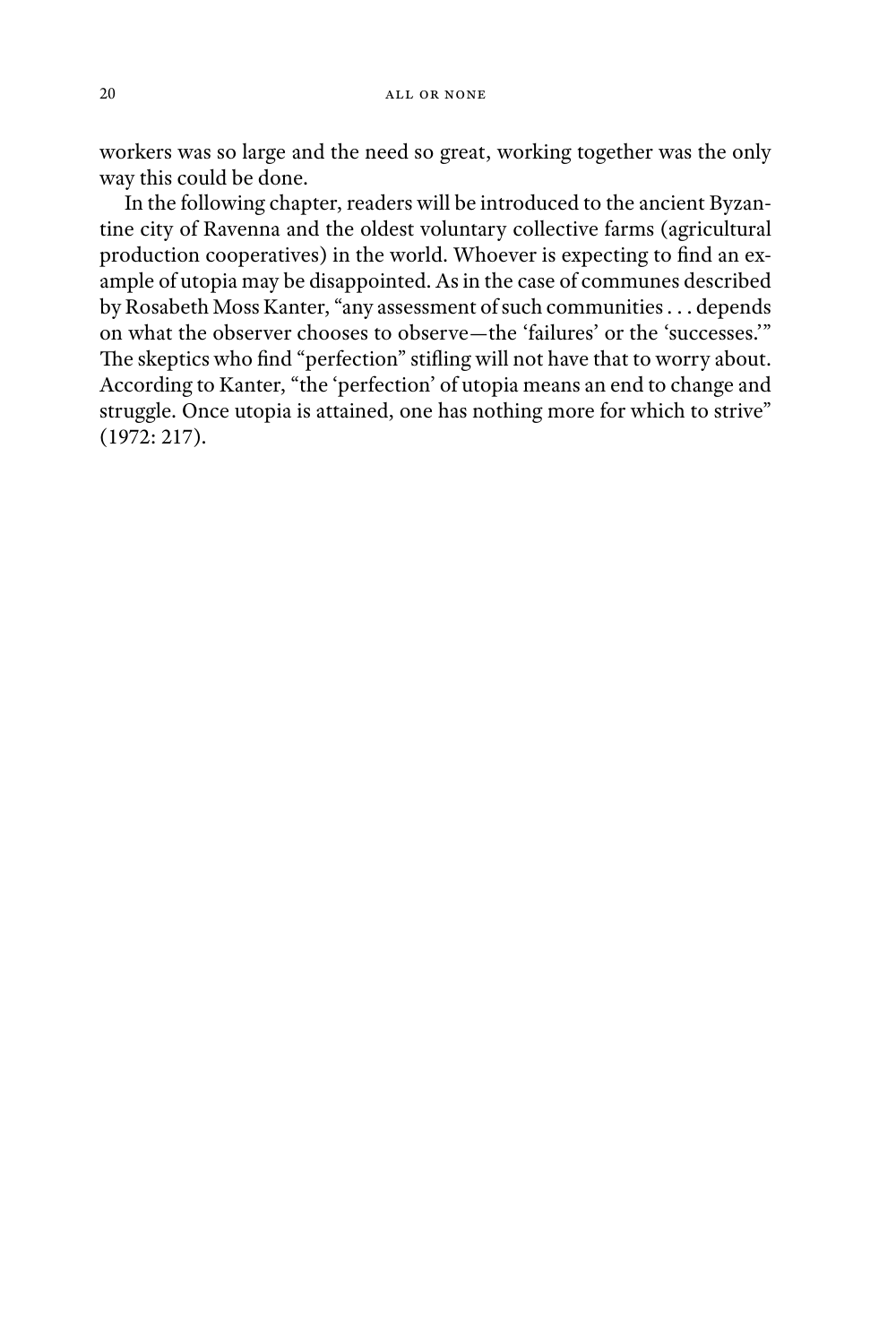workers was so large and the need so great, working together was the only way this could be done.

In the following chapter, readers will be introduced to the ancient Byzantine city of Ravenna and the oldest voluntary collective farms (agricultural production cooperatives) in the world. Whoever is expecting to find an example of utopia may be disappointed. As in the case of communes described by Rosabeth Moss Kanter, "any assessment of such communities . . . depends on what the observer chooses to observe—the 'failures' or the 'successes.'" The skeptics who find "perfection" stifling will not have that to worry about. According to Kanter, "the 'perfection' of utopia means an end to change and struggle. Once utopia is attained, one has nothing more for which to strive" (1972: 217).